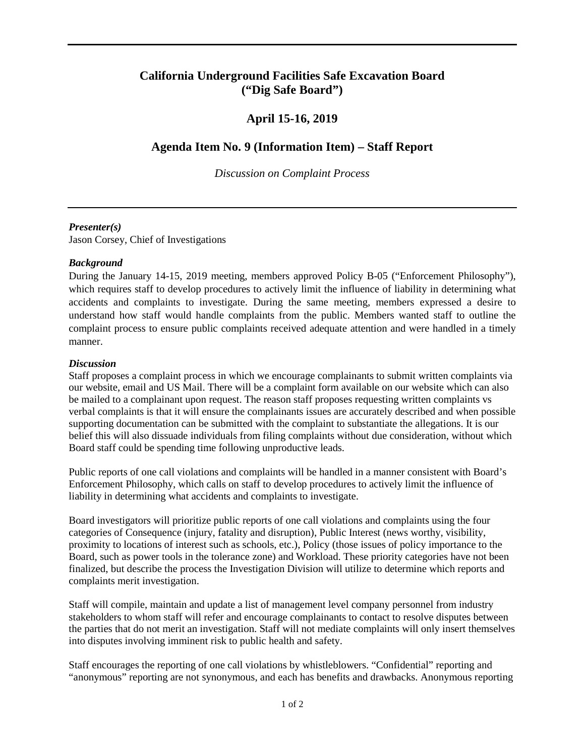# California Underground Facilities Safe Excavation Board ("Dig Safe Board")

## April 15-16, 2019

## Agenda Item No. 9 (Information Item) – Staff Report

*Discussion on Complaint Process*

---

***Presenter(s)***
Jason Corsey, Chief of Investigations

***Background***
During the January 14-15, 2019 meeting, members approved Policy B-05 ("Enforcement Philosophy"), which requires staff to develop procedures to actively limit the influence of liability in determining what accidents and complaints to investigate. During the same meeting, members expressed a desire to understand how staff would handle complaints from the public. Members wanted staff to outline the complaint process to ensure public complaints received adequate attention and were handled in a timely manner.

***Discussion***
Staff proposes a complaint process in which we encourage complainants to submit written complaints via our website, email and US Mail. There will be a complaint form available on our website which can also be mailed to a complainant upon request. The reason staff proposes requesting written complaints vs verbal complaints is that it will ensure the complainants issues are accurately described and when possible supporting documentation can be submitted with the complaint to substantiate the allegations. It is our belief this will also dissuade individuals from filing complaints without due consideration, without which Board staff could be spending time following unproductive leads.

Public reports of one call violations and complaints will be handled in a manner consistent with Board's Enforcement Philosophy, which calls on staff to develop procedures to actively limit the influence of liability in determining what accidents and complaints to investigate.

Board investigators will prioritize public reports of one call violations and complaints using the four categories of Consequence (injury, fatality and disruption), Public Interest (news worthy, visibility, proximity to locations of interest such as schools, etc.), Policy (those issues of policy importance to the Board, such as power tools in the tolerance zone) and Workload. These priority categories have not been finalized, but describe the process the Investigation Division will utilize to determine which reports and complaints merit investigation.

Staff will compile, maintain and update a list of management level company personnel from industry stakeholders to whom staff will refer and encourage complainants to contact to resolve disputes between the parties that do not merit an investigation. Staff will not mediate complaints will only insert themselves into disputes involving imminent risk to public health and safety.

Staff encourages the reporting of one call violations by whistleblowers. "Confidential" reporting and "anonymous" reporting are not synonymous, and each has benefits and drawbacks. Anonymous reporting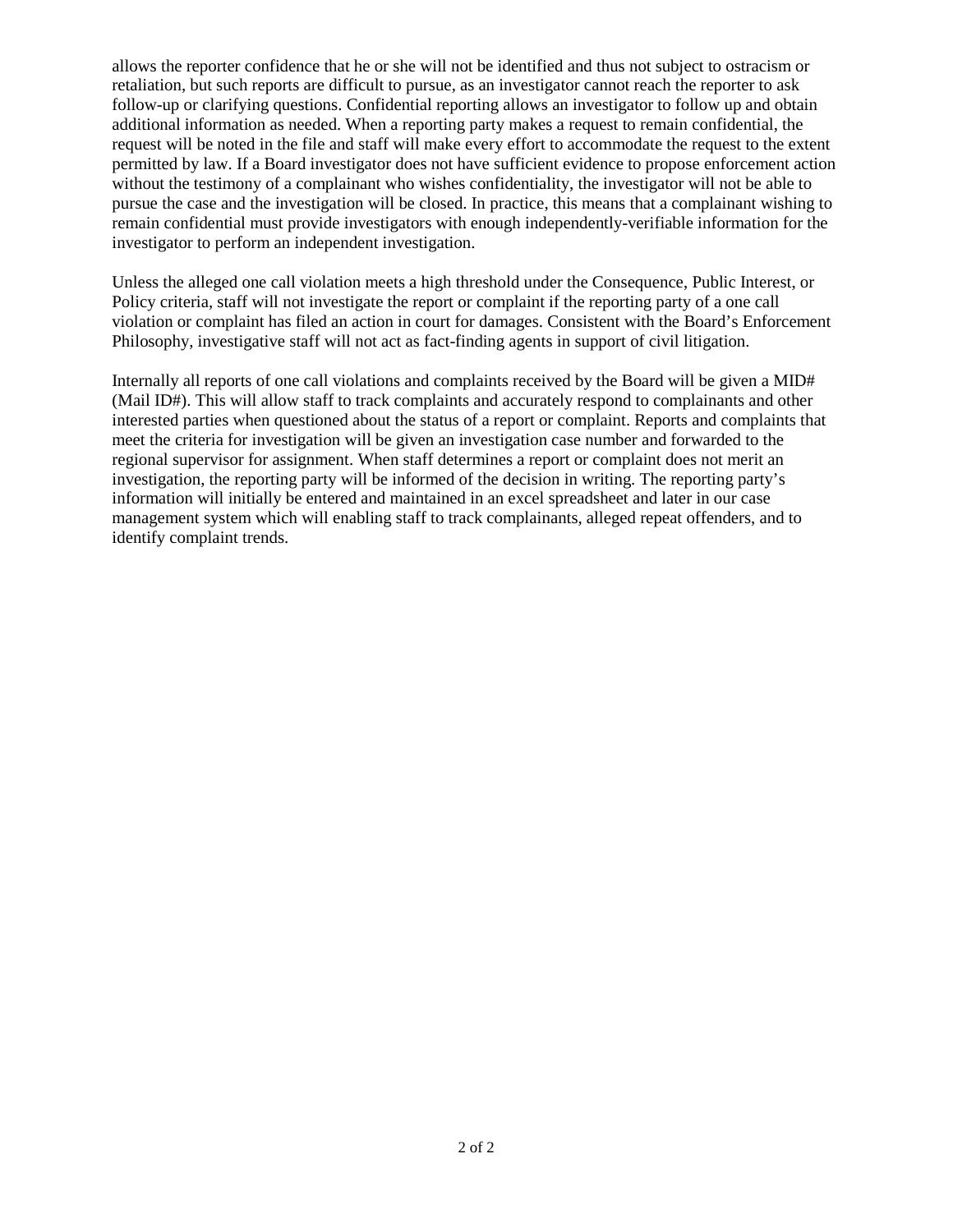allows the reporter confidence that he or she will not be identified and thus not subject to ostracism or retaliation, but such reports are difficult to pursue, as an investigator cannot reach the reporter to ask follow-up or clarifying questions. Confidential reporting allows an investigator to follow up and obtain additional information as needed. When a reporting party makes a request to remain confidential, the request will be noted in the file and staff will make every effort to accommodate the request to the extent permitted by law. If a Board investigator does not have sufficient evidence to propose enforcement action without the testimony of a complainant who wishes confidentiality, the investigator will not be able to pursue the case and the investigation will be closed. In practice, this means that a complainant wishing to remain confidential must provide investigators with enough independently-verifiable information for the investigator to perform an independent investigation.

Unless the alleged one call violation meets a high threshold under the Consequence, Public Interest, or Policy criteria, staff will not investigate the report or complaint if the reporting party of a one call violation or complaint has filed an action in court for damages. Consistent with the Board's Enforcement Philosophy, investigative staff will not act as fact-finding agents in support of civil litigation.

Internally all reports of one call violations and complaints received by the Board will be given a MID# (Mail ID#). This will allow staff to track complaints and accurately respond to complainants and other interested parties when questioned about the status of a report or complaint. Reports and complaints that meet the criteria for investigation will be given an investigation case number and forwarded to the regional supervisor for assignment. When staff determines a report or complaint does not merit an investigation, the reporting party will be informed of the decision in writing. The reporting party's information will initially be entered and maintained in an excel spreadsheet and later in our case management system which will enabling staff to track complainants, alleged repeat offenders, and to identify complaint trends.